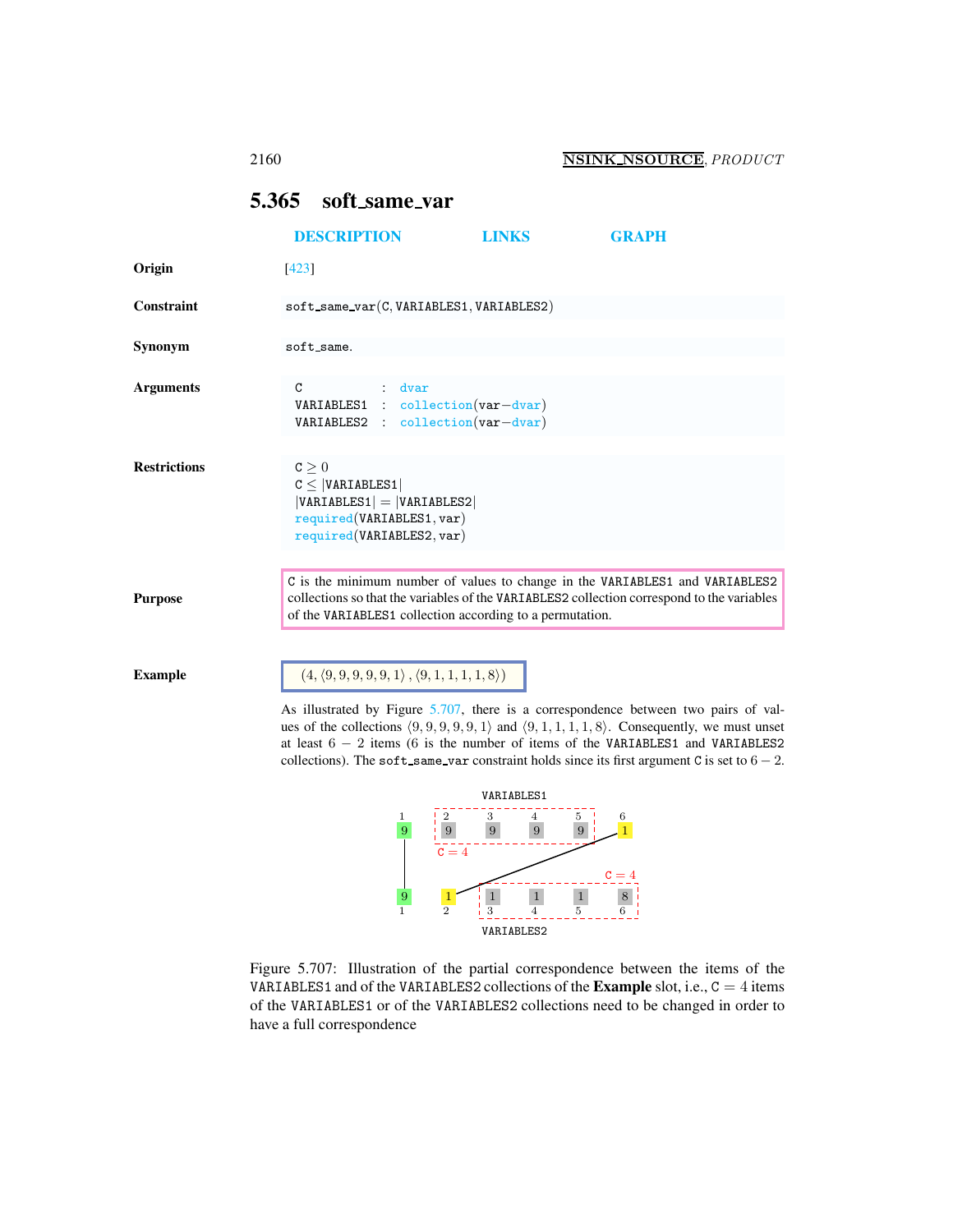## 5.365 soft_same_var

DESCRIPTION LINKS GRAPH

**Origin** [423]

**Constraint** soft_same_var(C, VARIABLES1, VARIABLES2)

**Synonym** soft_same.

**Arguments**

```
C          : dvar
VARIABLES1 : collection(var-dvar)
VARIABLES2 : collection(var-dvar)
```

**Restrictions**

$\mathtt{C} \geq 0$
$\mathtt{C} \leq |\mathtt{VARIABLES1}|$
$|\mathtt{VARIABLES1}| = |\mathtt{VARIABLES2}|$
required(VARIABLES1, var)
required(VARIABLES2, var)

**Purpose**

C is the minimum number of values to change in the VARIABLES1 and VARIABLES2 collections so that the variables of the VARIABLES2 collection correspond to the variables of the VARIABLES1 collection according to a permutation.

**Example**

$(4, \langle 9, 9, 9, 9, 9, 1\rangle, \langle 9, 1, 1, 1, 1, 8\rangle)$

As illustrated by Figure 5.707, there is a correspondence between two pairs of values of the collections $\langle 9, 9, 9, 9, 9, 1\rangle$ and $\langle 9, 1, 1, 1, 1, 8\rangle$. Consequently, we must unset at least $6 - 2$ items (6 is the number of items of the VARIABLES1 and VARIABLES2 collections). The soft_same_var constraint holds since its first argument C is set to $6 - 2$.

Figure 5.707: Illustration of the partial correspondence between the items of the VARIABLES1 and of the VARIABLES2 collections of the **Example** slot, i.e., $\mathtt{C} = 4$ items of the VARIABLES1 or of the VARIABLES2 collections need to be changed in order to have a full correspondence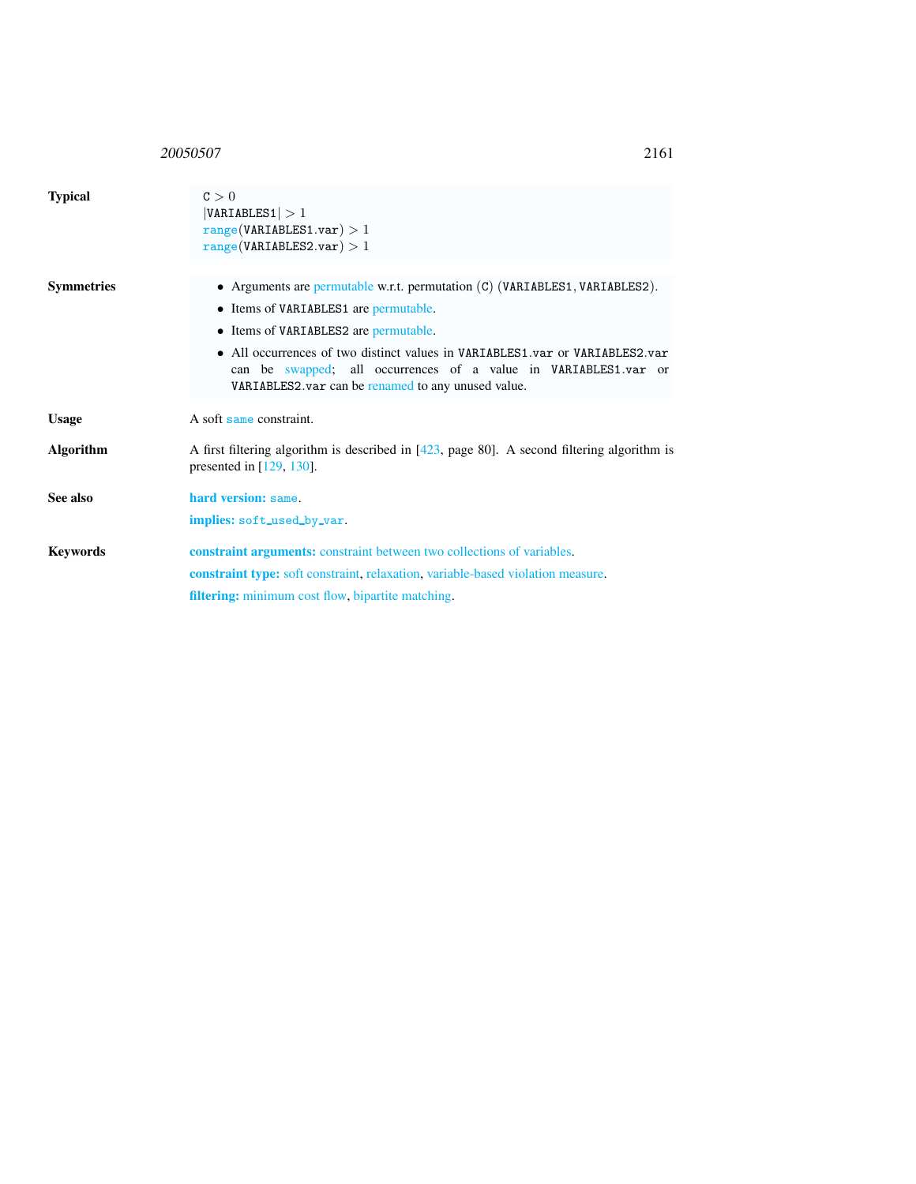**Typical**

$C > 0$
$|VARIABLES1| > 1$
range(VARIABLES1.var) $> 1$
range(VARIABLES2.var) $> 1$

**Symmetries**

- Arguments are permutable w.r.t. permutation (C) (VARIABLES1, VARIABLES2).
- Items of VARIABLES1 are permutable.
- Items of VARIABLES2 are permutable.
- All occurrences of two distinct values in VARIABLES1.var or VARIABLES2.var can be swapped; all occurrences of a value in VARIABLES1.var or VARIABLES2.var can be renamed to any unused value.

**Usage**

A soft same constraint.

**Algorithm**

A first filtering algorithm is described in [423, page 80]. A second filtering algorithm is presented in [129, 130].

**See also**

**hard version:** same.

**implies:** soft_used_by_var.

**Keywords**

**constraint arguments:** constraint between two collections of variables.

**constraint type:** soft constraint, relaxation, variable-based violation measure.

**filtering:** minimum cost flow, bipartite matching.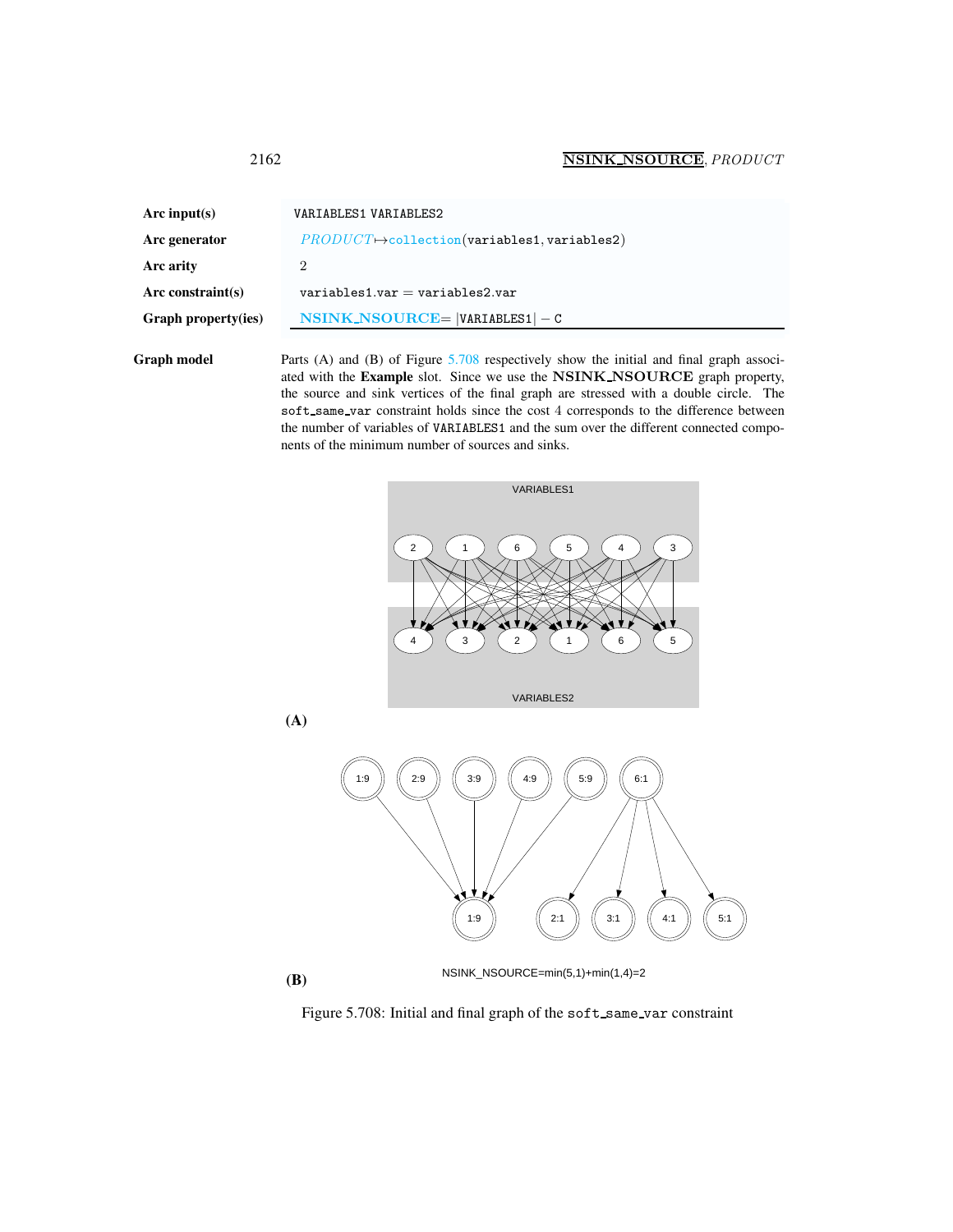| | |
|---|---|
| **Arc input(s)** | `VARIABLES1` `VARIABLES2` |
| **Arc generator** | *PRODUCT* $\mapsto$ `collection(variables1, variables2)` |
| **Arc arity** | 2 |
| **Arc constraint(s)** | `variables1.var = variables2.var` |
| **Graph property(ies)** | **NSINK_NSOURCE** $= |$`VARIABLES1`$| -$ `C` |

**Graph model** Parts (A) and (B) of Figure 5.708 respectively show the initial and final graph associated with the **Example** slot. Since we use the **NSINK_NSOURCE** graph property, the source and sink vertices of the final graph are stressed with a double circle. The `soft_same_var` constraint holds since the cost 4 corresponds to the difference between the number of variables of `VARIABLES1` and the sum over the different connected components of the minimum number of sources and sinks.

**(A)**

**(B)**

NSINK_NSOURCE=min(5,1)+min(1,4)=2

Figure 5.708: Initial and final graph of the `soft_same_var` constraint